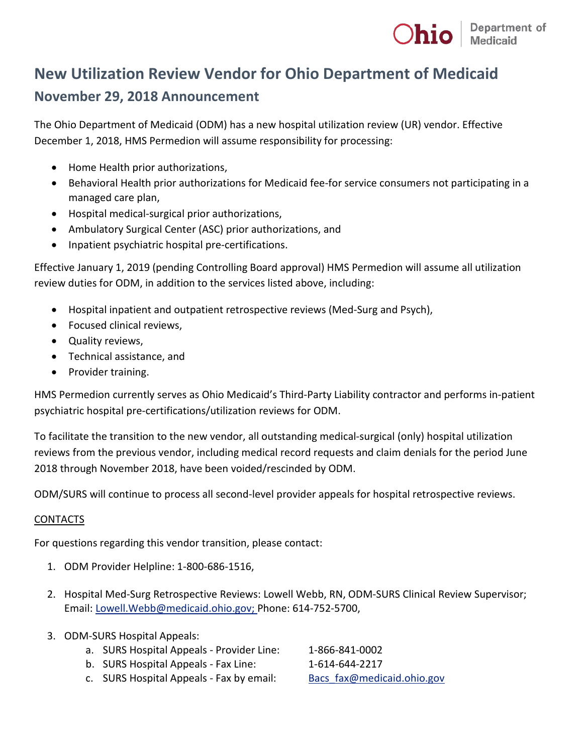# New Utilization Review Vendor for Ohio Department of Medicaid

## November 29, 2018 Announcement

The Ohio Department of Medicaid (ODM) has a new hospital utilization review (UR) vendor. Effective December 1, 2018, HMS Permedion will assume responsibility for processing:

- Home Health prior authorizations,
- Behavioral Health prior authorizations for Medicaid fee-for service consumers not participating in a managed care plan,
- Hospital medical-surgical prior authorizations,
- Ambulatory Surgical Center (ASC) prior authorizations, and
- Inpatient psychiatric hospital pre-certifications.

Effective January 1, 2019 (pending Controlling Board approval) HMS Permedion will assume all utilization review duties for ODM, in addition to the services listed above, including:

- Hospital inpatient and outpatient retrospective reviews (Med-Surg and Psych),
- Focused clinical reviews,
- Quality reviews,
- Technical assistance, and
- Provider training.

HMS Permedion currently serves as Ohio Medicaid's Third-Party Liability contractor and performs in-patient psychiatric hospital pre-certifications/utilization reviews for ODM.

To facilitate the transition to the new vendor, all outstanding medical-surgical (only) hospital utilization reviews from the previous vendor, including medical record requests and claim denials for the period June 2018 through November 2018, have been voided/rescinded by ODM.

ODM/SURS will continue to process all second-level provider appeals for hospital retrospective reviews.

<u>CONTACTS</u>

For questions regarding this vendor transition, please contact:

1. ODM Provider Helpline: 1-800-686-1516,
2. Hospital Med-Surg Retrospective Reviews: Lowell Webb, RN, ODM-SURS Clinical Review Supervisor; Email: Lowell.Webb@medicaid.ohio.gov; Phone: 614-752-5700,
3. ODM-SURS Hospital Appeals:
   a. SURS Hospital Appeals - Provider Line: 1-866-841-0002
   b. SURS Hospital Appeals - Fax Line: 1-614-644-2217
   c. SURS Hospital Appeals - Fax by email: Bacs_fax@medicaid.ohio.gov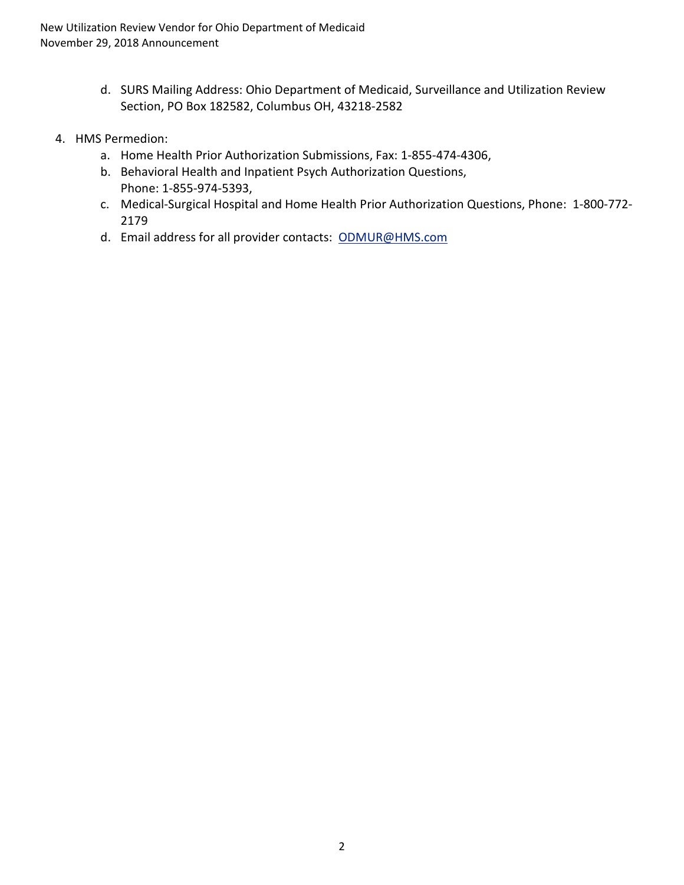d. SURS Mailing Address: Ohio Department of Medicaid, Surveillance and Utilization Review Section, PO Box 182582, Columbus OH, 43218-2582

4. HMS Permedion:
   a. Home Health Prior Authorization Submissions, Fax: 1-855-474-4306,
   b. Behavioral Health and Inpatient Psych Authorization Questions, Phone: 1-855-974-5393,
   c. Medical-Surgical Hospital and Home Health Prior Authorization Questions, Phone: 1-800-772-2179
   d. Email address for all provider contacts: ODMUR@HMS.com